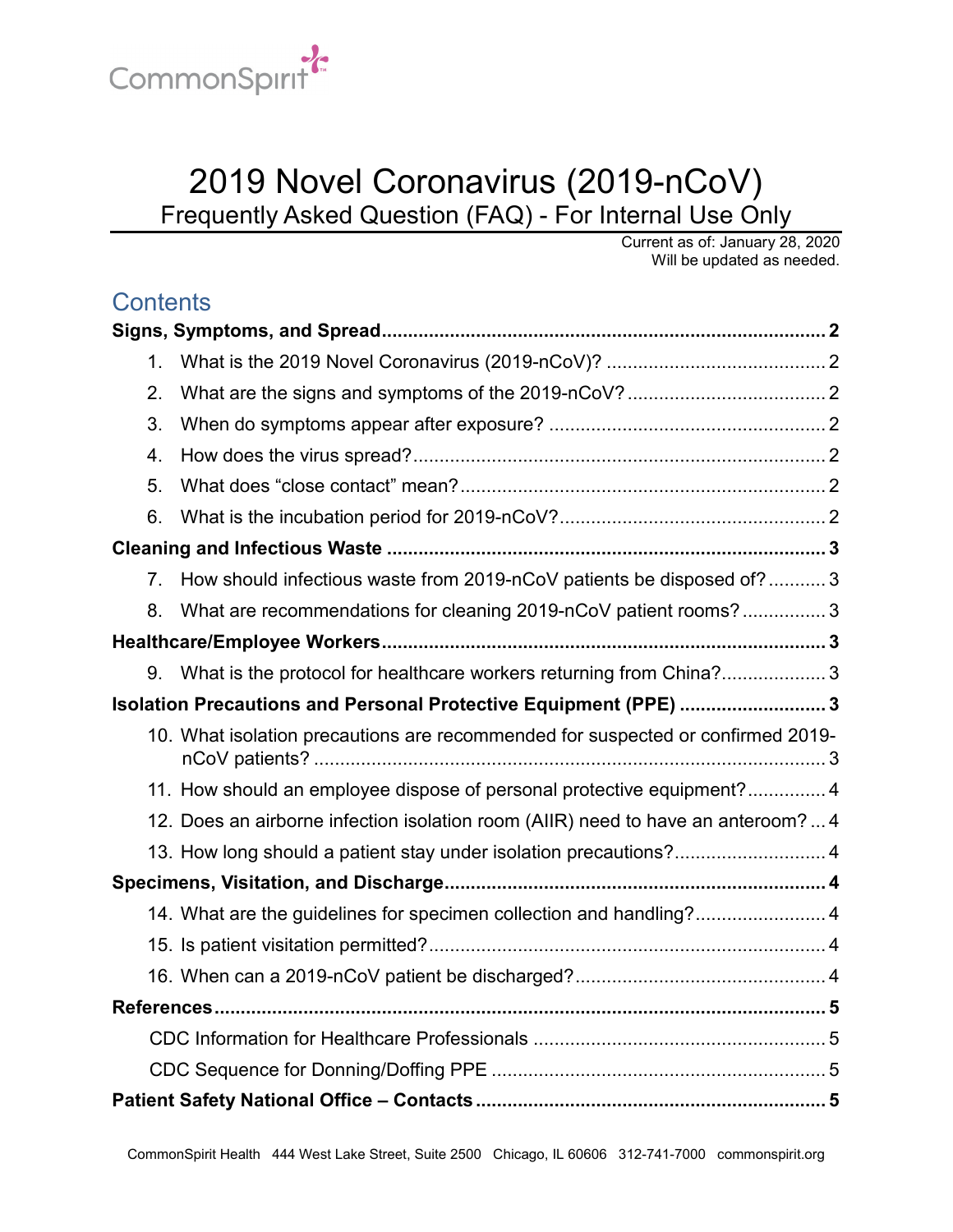CommonSpirit

# 2019 Novel Coronavirus (2019-nCoV)

## Frequently Asked Question (FAQ) - For Internal Use Only

Current as of: January 28, 2020
Will be updated as needed.

## Contents

**Signs, Symptoms, and Spread** ... **2**

1. What is the 2019 Novel Coronavirus (2019-nCoV)? ... 2
2. What are the signs and symptoms of the 2019-nCoV? ... 2
3. When do symptoms appear after exposure? ... 2
4. How does the virus spread? ... 2
5. What does "close contact" mean? ... 2
6. What is the incubation period for 2019-nCoV? ... 2

**Cleaning and Infectious Waste** ... **3**

7. How should infectious waste from 2019-nCoV patients be disposed of? ... 3
8. What are recommendations for cleaning 2019-nCoV patient rooms? ... 3

**Healthcare/Employee Workers** ... **3**

9. What is the protocol for healthcare workers returning from China? ... 3

**Isolation Precautions and Personal Protective Equipment (PPE)** ... **3**

10. What isolation precautions are recommended for suspected or confirmed 2019-nCoV patients? ... 3
11. How should an employee dispose of personal protective equipment? ... 4
12. Does an airborne infection isolation room (AIIR) need to have an anteroom? ... 4
13. How long should a patient stay under isolation precautions? ... 4

**Specimens, Visitation, and Discharge** ... **4**

14. What are the guidelines for specimen collection and handling? ... 4
15. Is patient visitation permitted? ... 4
16. When can a 2019-nCoV patient be discharged? ... 4

**References** ... **5**

CDC Information for Healthcare Professionals ... 5

CDC Sequence for Donning/Doffing PPE ... 5

**Patient Safety National Office – Contacts** ... **5**

CommonSpirit Health 444 West Lake Street, Suite 2500 Chicago, IL 60606 312-741-7000 commonspirit.org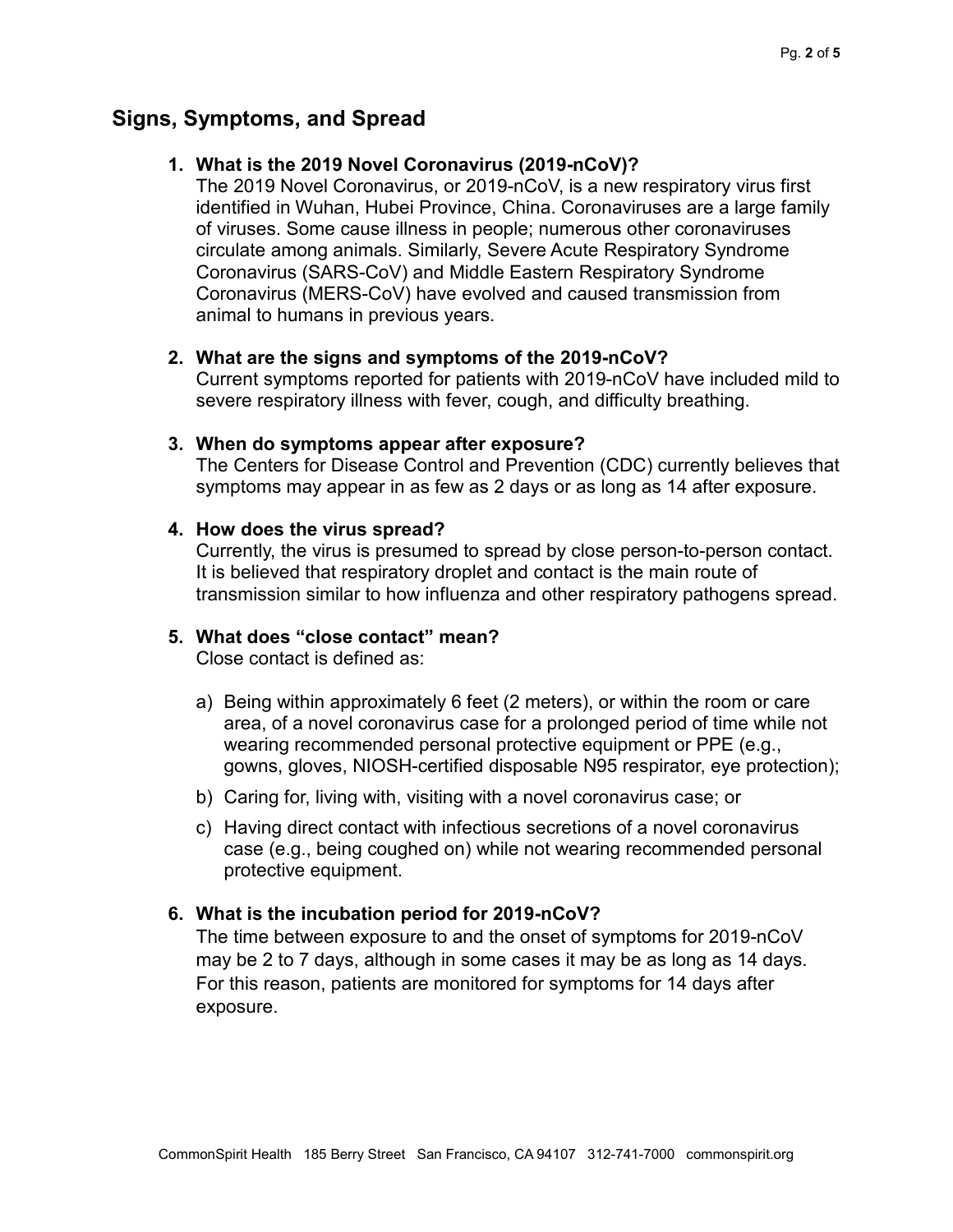## Signs, Symptoms, and Spread

1. **What is the 2019 Novel Coronavirus (2019-nCoV)?**
   The 2019 Novel Coronavirus, or 2019-nCoV, is a new respiratory virus first identified in Wuhan, Hubei Province, China. Coronaviruses are a large family of viruses. Some cause illness in people; numerous other coronaviruses circulate among animals. Similarly, Severe Acute Respiratory Syndrome Coronavirus (SARS-CoV) and Middle Eastern Respiratory Syndrome Coronavirus (MERS-CoV) have evolved and caused transmission from animal to humans in previous years.

2. **What are the signs and symptoms of the 2019-nCoV?**
   Current symptoms reported for patients with 2019-nCoV have included mild to severe respiratory illness with fever, cough, and difficulty breathing.

3. **When do symptoms appear after exposure?**
   The Centers for Disease Control and Prevention (CDC) currently believes that symptoms may appear in as few as 2 days or as long as 14 after exposure.

4. **How does the virus spread?**
   Currently, the virus is presumed to spread by close person-to-person contact. It is believed that respiratory droplet and contact is the main route of transmission similar to how influenza and other respiratory pathogens spread.

5. **What does "close contact" mean?**
   Close contact is defined as:

   a) Being within approximately 6 feet (2 meters), or within the room or care area, of a novel coronavirus case for a prolonged period of time while not wearing recommended personal protective equipment or PPE (e.g., gowns, gloves, NIOSH-certified disposable N95 respirator, eye protection);

   b) Caring for, living with, visiting with a novel coronavirus case; or

   c) Having direct contact with infectious secretions of a novel coronavirus case (e.g., being coughed on) while not wearing recommended personal protective equipment.

6. **What is the incubation period for 2019-nCoV?**
   The time between exposure to and the onset of symptoms for 2019-nCoV may be 2 to 7 days, although in some cases it may be as long as 14 days. For this reason, patients are monitored for symptoms for 14 days after exposure.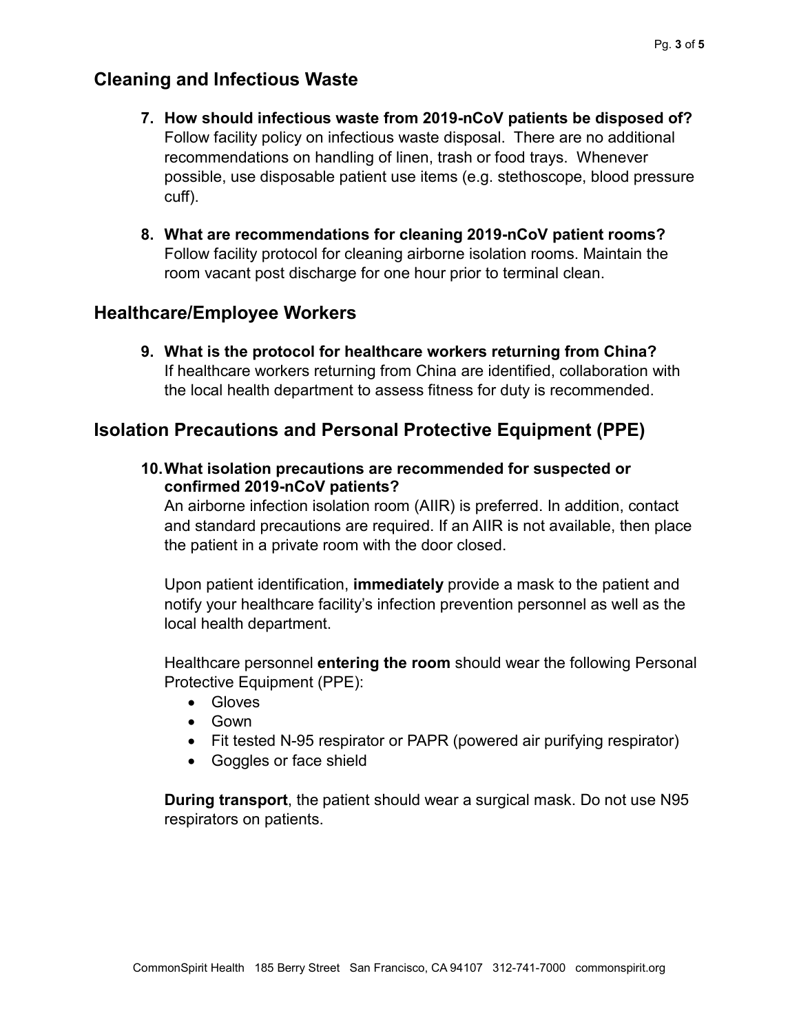## Cleaning and Infectious Waste

7. **How should infectious waste from 2019-nCoV patients be disposed of?**
   Follow facility policy on infectious waste disposal. There are no additional recommendations on handling of linen, trash or food trays. Whenever possible, use disposable patient use items (e.g. stethoscope, blood pressure cuff).

8. **What are recommendations for cleaning 2019-nCoV patient rooms?**
   Follow facility protocol for cleaning airborne isolation rooms. Maintain the room vacant post discharge for one hour prior to terminal clean.

## Healthcare/Employee Workers

9. **What is the protocol for healthcare workers returning from China?**
   If healthcare workers returning from China are identified, collaboration with the local health department to assess fitness for duty is recommended.

## Isolation Precautions and Personal Protective Equipment (PPE)

10. **What isolation precautions are recommended for suspected or confirmed 2019-nCoV patients?**
    An airborne infection isolation room (AIIR) is preferred. In addition, contact and standard precautions are required. If an AIIR is not available, then place the patient in a private room with the door closed.

    Upon patient identification, **immediately** provide a mask to the patient and notify your healthcare facility's infection prevention personnel as well as the local health department.

    Healthcare personnel **entering the room** should wear the following Personal Protective Equipment (PPE):
    - Gloves
    - Gown
    - Fit tested N-95 respirator or PAPR (powered air purifying respirator)
    - Goggles or face shield

    **During transport**, the patient should wear a surgical mask. Do not use N95 respirators on patients.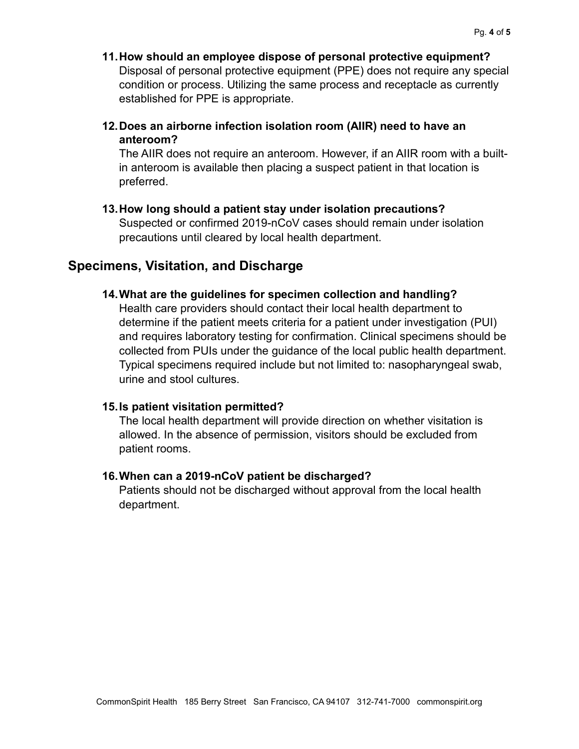11. **How should an employee dispose of personal protective equipment?**
    Disposal of personal protective equipment (PPE) does not require any special condition or process. Utilizing the same process and receptacle as currently established for PPE is appropriate.

12. **Does an airborne infection isolation room (AIIR) need to have an anteroom?**
    The AIIR does not require an anteroom. However, if an AIIR room with a built-in anteroom is available then placing a suspect patient in that location is preferred.

13. **How long should a patient stay under isolation precautions?**
    Suspected or confirmed 2019-nCoV cases should remain under isolation precautions until cleared by local health department.

## Specimens, Visitation, and Discharge

14. **What are the guidelines for specimen collection and handling?**
    Health care providers should contact their local health department to determine if the patient meets criteria for a patient under investigation (PUI) and requires laboratory testing for confirmation. Clinical specimens should be collected from PUIs under the guidance of the local public health department. Typical specimens required include but not limited to: nasopharyngeal swab, urine and stool cultures.

15. **Is patient visitation permitted?**
    The local health department will provide direction on whether visitation is allowed. In the absence of permission, visitors should be excluded from patient rooms.

16. **When can a 2019-nCoV patient be discharged?**
    Patients should not be discharged without approval from the local health department.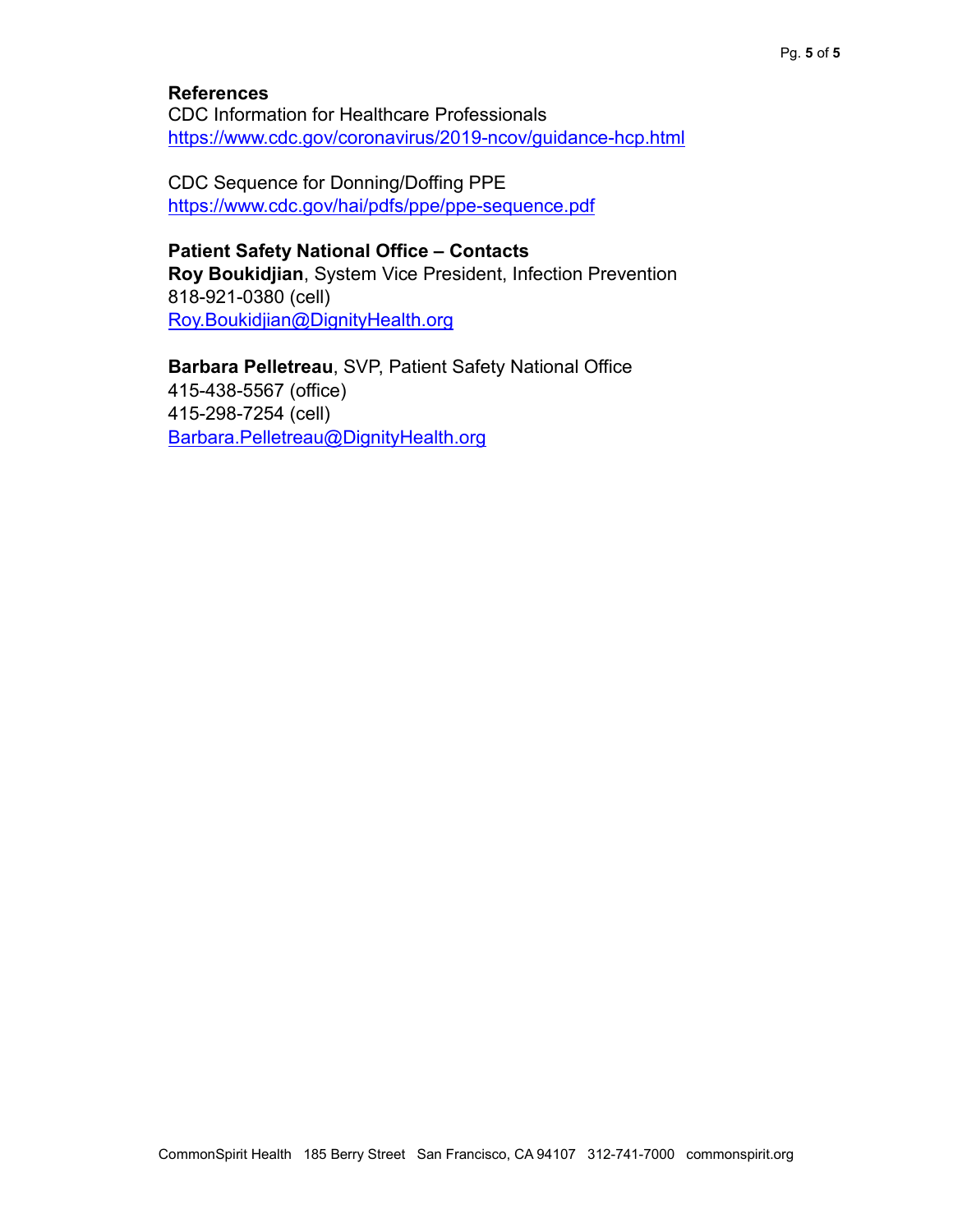## References

CDC Information for Healthcare Professionals
https://www.cdc.gov/coronavirus/2019-ncov/guidance-hcp.html

CDC Sequence for Donning/Doffing PPE
https://www.cdc.gov/hai/pdfs/ppe/ppe-sequence.pdf

## Patient Safety National Office – Contacts

**Roy Boukidjian**, System Vice President, Infection Prevention
818-921-0380 (cell)
Roy.Boukidjian@DignityHealth.org

**Barbara Pelletreau**, SVP, Patient Safety National Office
415-438-5567 (office)
415-298-7254 (cell)
Barbara.Pelletreau@DignityHealth.org